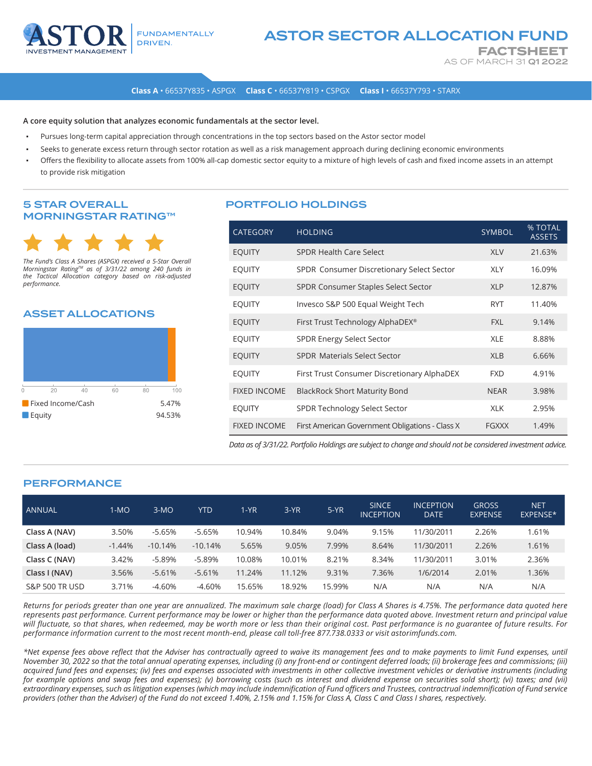ASTOR INVESTMENT MANAGEMENT | FUNDAMENTALLY DRIVEN.

# ASTOR SECTOR ALLOCATION FUND

## FACTSHEET

AS OF MARCH 31 **Q1 2022**

**Class A** • 66537Y835 • ASPGX **Class C** • 66537Y819 • CSPGX **Class I** • 66537Y793 • STARX

**A core equity solution that analyzes economic fundamentals at the sector level.**

- Pursues long-term capital appreciation through concentrations in the top sectors based on the Astor sector model
- Seeks to generate excess return through sector rotation as well as a risk management approach during declining economic environments
- Offers the flexibility to allocate assets from 100% all-cap domestic sector equity to a mixture of high levels of cash and fixed income assets in an attempt to provide risk mitigation

## 5 STAR OVERALL MORNINGSTAR RATING™

★★★★★

*The Fund's Class A Shares (ASPGX) received a 5-Star Overall Morningstar Rating™ as of 3/31/22 among 240 funds in the Tactical Allocation category based on risk-adjusted performance.*

## ASSET ALLOCATIONS

0 20 40 60 80 100

Fixed Income/Cash 5.47%

Equity 94.53%

## PORTFOLIO HOLDINGS

| CATEGORY | HOLDING | SYMBOL | % TOTAL ASSETS |
|---|---|---|---|
| EQUITY | SPDR Health Care Select | XLV | 21.63% |
| EQUITY | SPDR Consumer Discretionary Select Sector | XLY | 16.09% |
| EQUITY | SPDR Consumer Staples Select Sector | XLP | 12.87% |
| EQUITY | Invesco S&P 500 Equal Weight Tech | RYT | 11.40% |
| EQUITY | First Trust Technology AlphaDEX® | FXL | 9.14% |
| EQUITY | SPDR Energy Select Sector | XLE | 8.88% |
| EQUITY | SPDR Materials Select Sector | XLB | 6.66% |
| EQUITY | First Trust Consumer Discretionary AlphaDEX | FXD | 4.91% |
| FIXED INCOME | BlackRock Short Maturity Bond | NEAR | 3.98% |
| EQUITY | SPDR Technology Select Sector | XLK | 2.95% |
| FIXED INCOME | First American Government Obligations - Class X | FGXXX | 1.49% |

*Data as of 3/31/22. Portfolio Holdings are subject to change and should not be considered investment advice.*

## PERFORMANCE

| ANNUAL | 1-MO | 3-MO | YTD | 1-YR | 3-YR | 5-YR | SINCE INCEPTION | INCEPTION DATE | GROSS EXPENSE | NET EXPENSE* |
|---|---|---|---|---|---|---|---|---|---|---|
| Class A (NAV) | 3.50% | -5.65% | -5.65% | 10.94% | 10.84% | 9.04% | 9.15% | 11/30/2011 | 2.26% | 1.61% |
| Class A (load) | -1.44% | -10.14% | -10.14% | 5.65% | 9.05% | 7.99% | 8.64% | 11/30/2011 | 2.26% | 1.61% |
| Class C (NAV) | 3.42% | -5.89% | -5.89% | 10.08% | 10.01% | 8.21% | 8.34% | 11/30/2011 | 3.01% | 2.36% |
| Class I (NAV) | 3.56% | -5.61% | -5.61% | 11.24% | 11.12% | 9.31% | 7.36% | 1/6/2014 | 2.01% | 1.36% |
| S&P 500 TR USD | 3.71% | -4.60% | -4.60% | 15.65% | 18.92% | 15.99% | N/A | N/A | N/A | N/A |

*Returns for periods greater than one year are annualized. The maximum sale charge (load) for Class A Shares is 4.75%. The performance data quoted here represents past performance. Current performance may be lower or higher than the performance data quoted above. Investment return and principal value will fluctuate, so that shares, when redeemed, may be worth more or less than their original cost. Past performance is no guarantee of future results. For performance information current to the most recent month-end, please call toll-free 877.738.0333 or visit astorimfunds.com.*

*\*Net expense fees above reflect that the Adviser has contractually agreed to waive its management fees and to make payments to limit Fund expenses, until November 30, 2022 so that the total annual operating expenses, including (i) any front-end or contingent deferred loads; (ii) brokerage fees and commissions; (iii) acquired fund fees and expenses; (iv) fees and expenses associated with investments in other collective investment vehicles or derivative instruments (including for example options and swap fees and expenses); (v) borrowing costs (such as interest and dividend expense on securities sold short); (vi) taxes; and (vii) extraordinary expenses, such as litigation expenses (which may include indemnification of Fund officers and Trustees, contractual indemnification of Fund service providers (other than the Adviser) of the Fund do not exceed 1.40%, 2.15% and 1.15% for Class A, Class C and Class I shares, respectively.*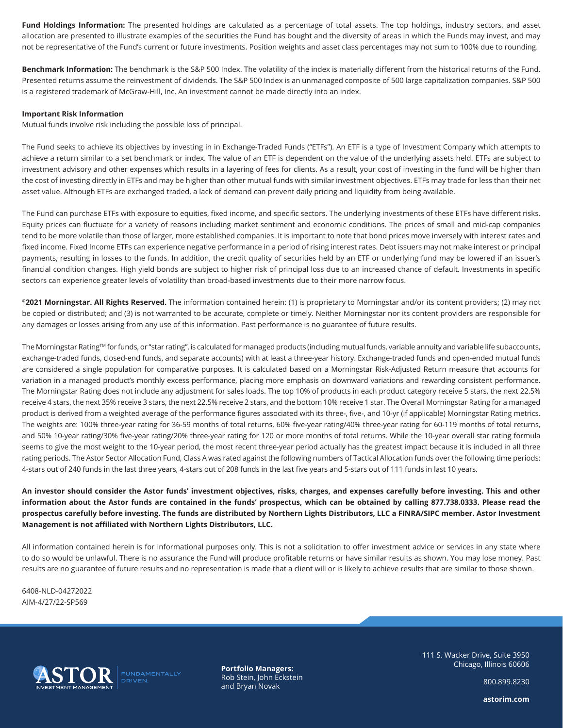**Fund Holdings Information:** The presented holdings are calculated as a percentage of total assets. The top holdings, industry sectors, and asset allocation are presented to illustrate examples of the securities the Fund has bought and the diversity of areas in which the Funds may invest, and may not be representative of the Fund's current or future investments. Position weights and asset class percentages may not sum to 100% due to rounding.

**Benchmark Information:** The benchmark is the S&P 500 Index. The volatility of the index is materially different from the historical returns of the Fund. Presented returns assume the reinvestment of dividends. The S&P 500 Index is an unmanaged composite of 500 large capitalization companies. S&P 500 is a registered trademark of McGraw-Hill, Inc. An investment cannot be made directly into an index.

**Important Risk Information**

Mutual funds involve risk including the possible loss of principal.

The Fund seeks to achieve its objectives by investing in in Exchange-Traded Funds ("ETFs"). An ETF is a type of Investment Company which attempts to achieve a return similar to a set benchmark or index. The value of an ETF is dependent on the value of the underlying assets held. ETFs are subject to investment advisory and other expenses which results in a layering of fees for clients. As a result, your cost of investing in the fund will be higher than the cost of investing directly in ETFs and may be higher than other mutual funds with similar investment objectives. ETFs may trade for less than their net asset value. Although ETFs are exchanged traded, a lack of demand can prevent daily pricing and liquidity from being available.

The Fund can purchase ETFs with exposure to equities, fixed income, and specific sectors. The underlying investments of these ETFs have different risks. Equity prices can fluctuate for a variety of reasons including market sentiment and economic conditions. The prices of small and mid-cap companies tend to be more volatile than those of larger, more established companies. It is important to note that bond prices move inversely with interest rates and fixed income. Fixed Income ETFs can experience negative performance in a period of rising interest rates. Debt issuers may not make interest or principal payments, resulting in losses to the funds. In addition, the credit quality of securities held by an ETF or underlying fund may be lowered if an issuer's financial condition changes. High yield bonds are subject to higher risk of principal loss due to an increased chance of default. Investments in specific sectors can experience greater levels of volatility than broad-based investments due to their more narrow focus.

**©2021 Morningstar. All Rights Reserved.** The information contained herein: (1) is proprietary to Morningstar and/or its content providers; (2) may not be copied or distributed; and (3) is not warranted to be accurate, complete or timely. Neither Morningstar nor its content providers are responsible for any damages or losses arising from any use of this information. Past performance is no guarantee of future results.

The Morningstar Rating™ for funds, or "star rating", is calculated for managed products (including mutual funds, variable annuity and variable life subaccounts, exchange-traded funds, closed-end funds, and separate accounts) with at least a three-year history. Exchange-traded funds and open-ended mutual funds are considered a single population for comparative purposes. It is calculated based on a Morningstar Risk-Adjusted Return measure that accounts for variation in a managed product's monthly excess performance, placing more emphasis on downward variations and rewarding consistent performance. The Morningstar Rating does not include any adjustment for sales loads. The top 10% of products in each product category receive 5 stars, the next 22.5% receive 4 stars, the next 35% receive 3 stars, the next 22.5% receive 2 stars, and the bottom 10% receive 1 star. The Overall Morningstar Rating for a managed product is derived from a weighted average of the performance figures associated with its three-, five-, and 10-yr (if applicable) Morningstar Rating metrics. The weights are: 100% three-year rating for 36-59 months of total returns, 60% five-year rating/40% three-year rating for 60-119 months of total returns, and 50% 10-year rating/30% five-year rating/20% three-year rating for 120 or more months of total returns. While the 10-year overall star rating formula seems to give the most weight to the 10-year period, the most recent three-year period actually has the greatest impact because it is included in all three rating periods. The Astor Sector Allocation Fund, Class A was rated against the following numbers of Tactical Allocation funds over the following time periods: 4-stars out of 240 funds in the last three years, 4-stars out of 208 funds in the last five years and 5-stars out of 111 funds in last 10 years.

**An investor should consider the Astor funds' investment objectives, risks, charges, and expenses carefully before investing. This and other information about the Astor funds are contained in the funds' prospectus, which can be obtained by calling 877.738.0333. Please read the prospectus carefully before investing. The funds are distributed by Northern Lights Distributors, LLC a FINRA/SIPC member. Astor Investment Management is not affiliated with Northern Lights Distributors, LLC.**

All information contained herein is for informational purposes only. This is not a solicitation to offer investment advice or services in any state where to do so would be unlawful. There is no assurance the Fund will produce profitable returns or have similar results as shown. You may lose money. Past results are no guarantee of future results and no representation is made that a client will or is likely to achieve results that are similar to those shown.

6408-NLD-04272022
AIM-4/27/22-SP569

ASTOR INVESTMENT MANAGEMENT | FUNDAMENTALLY DRIVEN.

**Portfolio Managers:**
Rob Stein, John Eckstein and Bryan Novak

111 S. Wacker Drive, Suite 3950
Chicago, Illinois 60606

800.899.8230

**astorim.com**